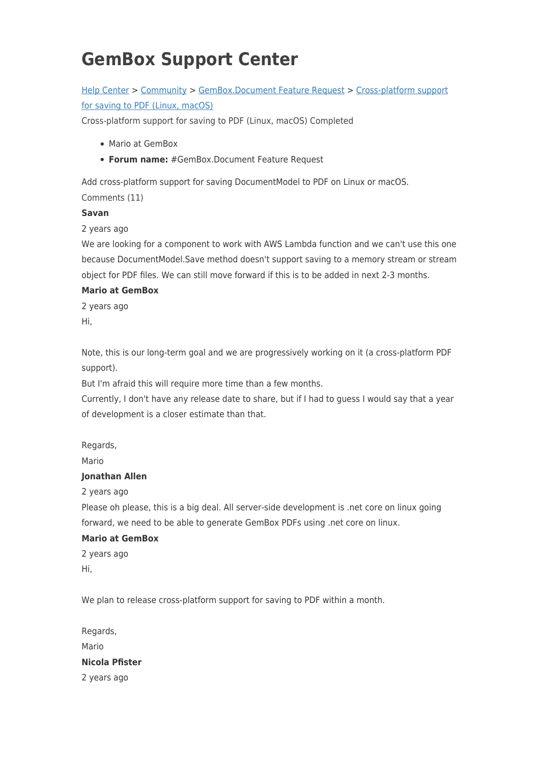# GemBox Support Center

[Help Center](#) > [Community](#) > [GemBox.Document Feature Request](#) > [Cross-platform support for saving to PDF (Linux, macOS)](#)

Cross-platform support for saving to PDF (Linux, macOS) Completed

- Mario at GemBox
- **Forum name:** #GemBox.Document Feature Request

Add cross-platform support for saving DocumentModel to PDF on Linux or macOS.

Comments (11)

**Savan**

2 years ago

We are looking for a component to work with AWS Lambda function and we can't use this one because DocumentModel.Save method doesn't support saving to a memory stream or stream object for PDF files. We can still move forward if this is to be added in next 2-3 months.

**Mario at GemBox**

2 years ago

Hi,

Note, this is our long-term goal and we are progressively working on it (a cross-platform PDF support).
But I'm afraid this will require more time than a few months.
Currently, I don't have any release date to share, but if I had to guess I would say that a year of development is a closer estimate than that.

Regards,
Mario

**Jonathan Allen**

2 years ago

Please oh please, this is a big deal. All server-side development is .net core on linux going forward, we need to be able to generate GemBox PDFs using .net core on linux.

**Mario at GemBox**

2 years ago

Hi,

We plan to release cross-platform support for saving to PDF within a month.

Regards,
Mario

**Nicola Pfister**

2 years ago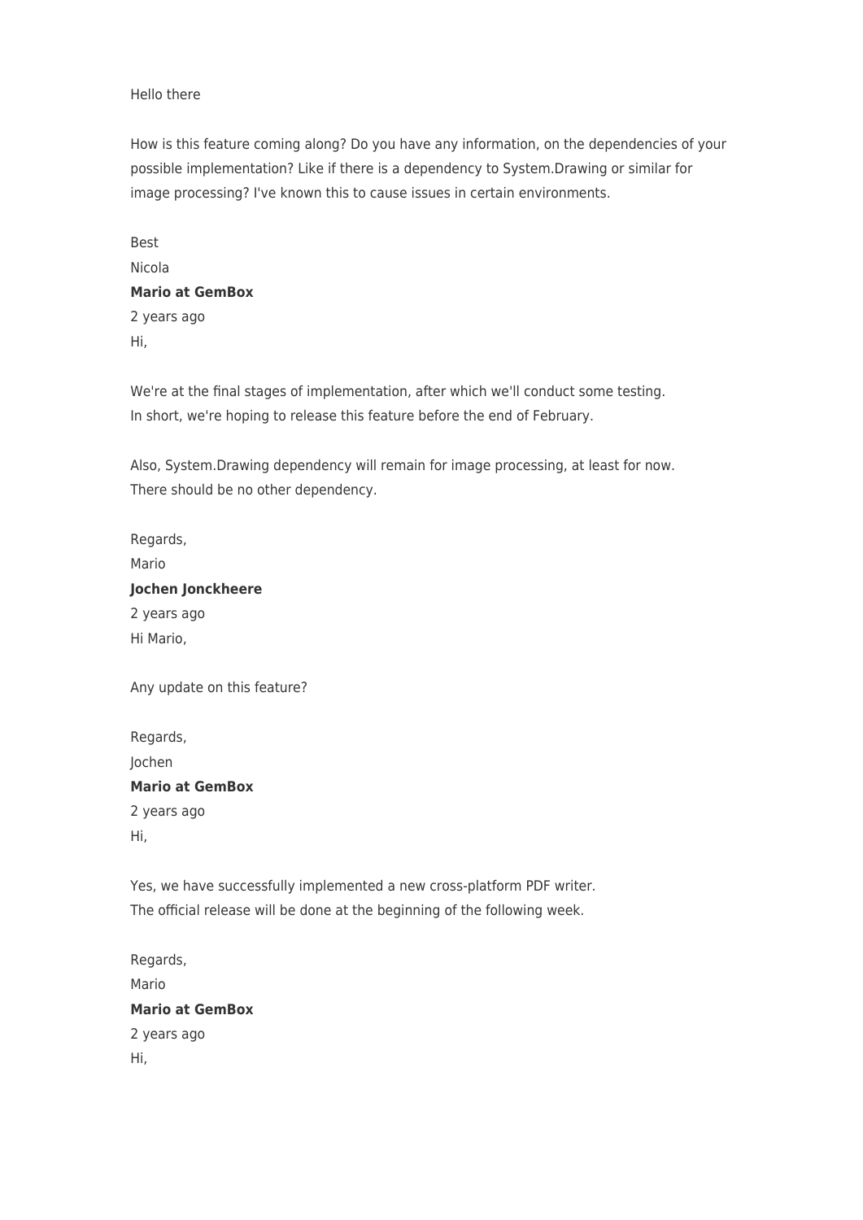Hello there

How is this feature coming along? Do you have any information, on the dependencies of your possible implementation? Like if there is a dependency to System.Drawing or similar for image processing? I've known this to cause issues in certain environments.

Best
Nicola

**Mario at GemBox**
2 years ago

Hi,

We're at the final stages of implementation, after which we'll conduct some testing.
In short, we're hoping to release this feature before the end of February.

Also, System.Drawing dependency will remain for image processing, at least for now.
There should be no other dependency.

Regards,
Mario

**Jochen Jonckheere**
2 years ago

Hi Mario,

Any update on this feature?

Regards,
Jochen

**Mario at GemBox**
2 years ago

Hi,

Yes, we have successfully implemented a new cross-platform PDF writer.
The official release will be done at the beginning of the following week.

Regards,
Mario

**Mario at GemBox**
2 years ago

Hi,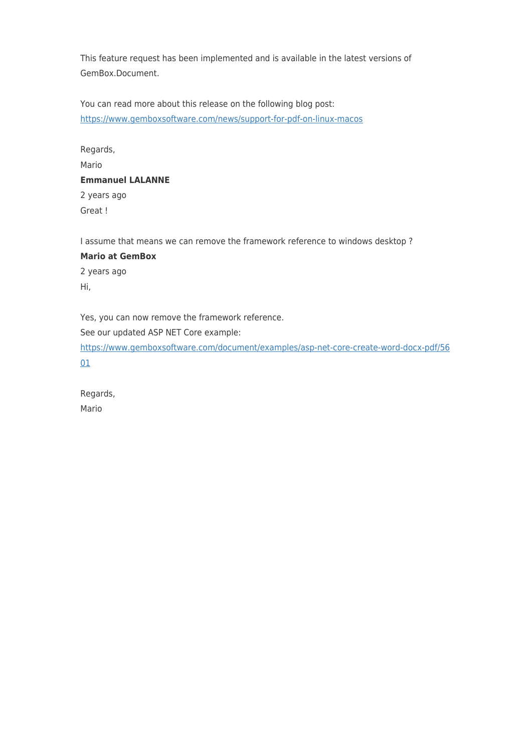This feature request has been implemented and is available in the latest versions of GemBox.Document.

You can read more about this release on the following blog post: https://www.gemboxsoftware.com/news/support-for-pdf-on-linux-macos

Regards,
Mario

**Emmanuel LALANNE**

2 years ago

Great !

I assume that means we can remove the framework reference to windows desktop ?

**Mario at GemBox**

2 years ago

Hi,

Yes, you can now remove the framework reference.
See our updated ASP NET Core example:
https://www.gemboxsoftware.com/document/examples/asp-net-core-create-word-docx-pdf/5601

Regards,
Mario